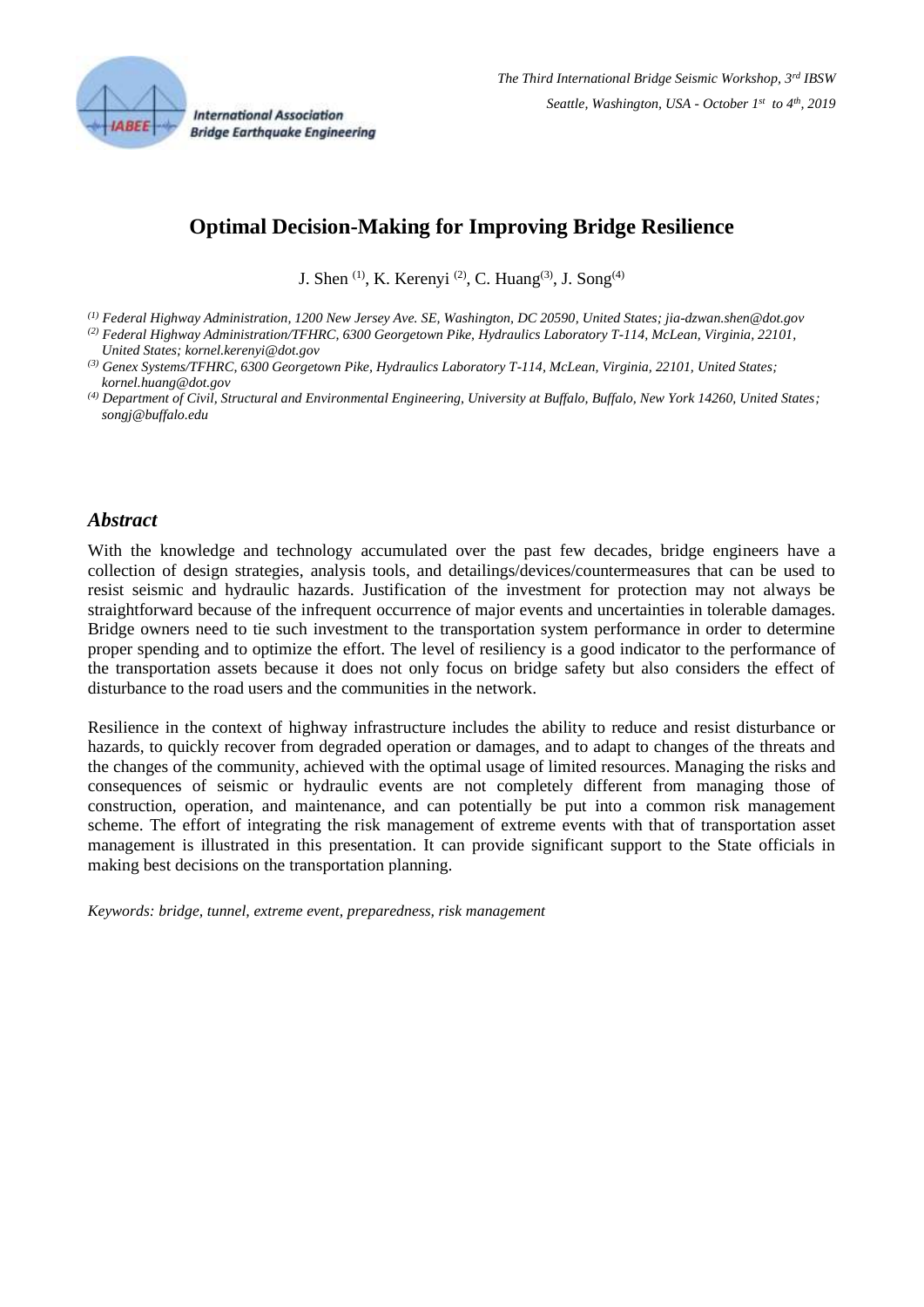# Optimal Decision-Making for Improving Bridge Resilience

J. Shen [(1)], K. Kerenyi [(2)], C. Huang[(3)], J. Song[(4)]

[(1)] *Federal Highway Administration, 1200 New Jersey Ave. SE, Washington, DC 20590, United States; jia-dzwan.shen@dot.gov*

[(2)] *Federal Highway Administration/TFHRC, 6300 Georgetown Pike, Hydraulics Laboratory T-114, McLean, Virginia, 22101, United States; kornel.kerenyi@dot.gov*

[(3)] *Genex Systems/TFHRC, 6300 Georgetown Pike, Hydraulics Laboratory T-114, McLean, Virginia, 22101, United States; kornel.huang@dot.gov*

[(4)] *Department of Civil, Structural and Environmental Engineering, University at Buffalo, Buffalo, New York 14260, United States; songj@buffalo.edu*

## *Abstract*

With the knowledge and technology accumulated over the past few decades, bridge engineers have a collection of design strategies, analysis tools, and detailings/devices/countermeasures that can be used to resist seismic and hydraulic hazards. Justification of the investment for protection may not always be straightforward because of the infrequent occurrence of major events and uncertainties in tolerable damages. Bridge owners need to tie such investment to the transportation system performance in order to determine proper spending and to optimize the effort. The level of resiliency is a good indicator to the performance of the transportation assets because it does not only focus on bridge safety but also considers the effect of disturbance to the road users and the communities in the network.

Resilience in the context of highway infrastructure includes the ability to reduce and resist disturbance or hazards, to quickly recover from degraded operation or damages, and to adapt to changes of the threats and the changes of the community, achieved with the optimal usage of limited resources. Managing the risks and consequences of seismic or hydraulic events are not completely different from managing those of construction, operation, and maintenance, and can potentially be put into a common risk management scheme. The effort of integrating the risk management of extreme events with that of transportation asset management is illustrated in this presentation. It can provide significant support to the State officials in making best decisions on the transportation planning.

*Keywords: bridge, tunnel, extreme event, preparedness, risk management*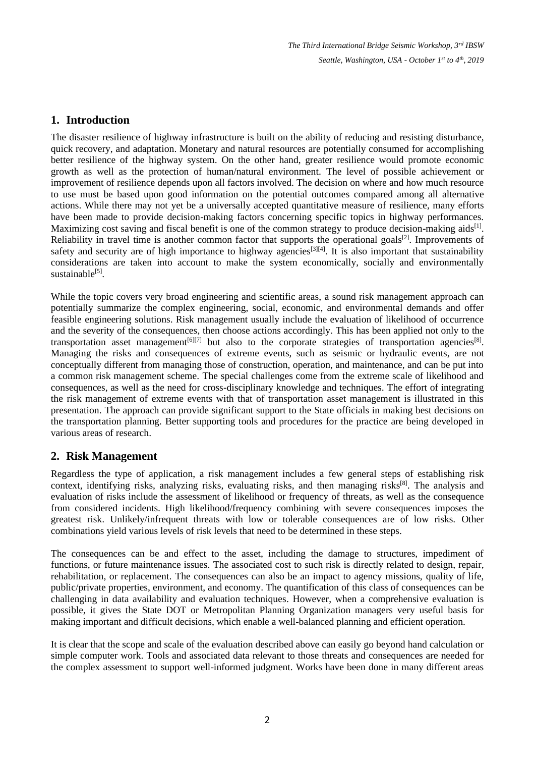## 1. Introduction

The disaster resilience of highway infrastructure is built on the ability of reducing and resisting disturbance, quick recovery, and adaptation. Monetary and natural resources are potentially consumed for accomplishing better resilience of the highway system. On the other hand, greater resilience would promote economic growth as well as the protection of human/natural environment. The level of possible achievement or improvement of resilience depends upon all factors involved. The decision on where and how much resource to use must be based upon good information on the potential outcomes compared among all alternative actions. While there may not yet be a universally accepted quantitative measure of resilience, many efforts have been made to provide decision-making factors concerning specific topics in highway performances. Maximizing cost saving and fiscal benefit is one of the common strategy to produce decision-making aids[1]. Reliability in travel time is another common factor that supports the operational goals[2]. Improvements of safety and security are of high importance to highway agencies[3][4]. It is also important that sustainability considerations are taken into account to make the system economically, socially and environmentally sustainable[5].

While the topic covers very broad engineering and scientific areas, a sound risk management approach can potentially summarize the complex engineering, social, economic, and environmental demands and offer feasible engineering solutions. Risk management usually include the evaluation of likelihood of occurrence and the severity of the consequences, then choose actions accordingly. This has been applied not only to the transportation asset management[6][7] but also to the corporate strategies of transportation agencies[8]. Managing the risks and consequences of extreme events, such as seismic or hydraulic events, are not conceptually different from managing those of construction, operation, and maintenance, and can be put into a common risk management scheme. The special challenges come from the extreme scale of likelihood and consequences, as well as the need for cross-disciplinary knowledge and techniques. The effort of integrating the risk management of extreme events with that of transportation asset management is illustrated in this presentation. The approach can provide significant support to the State officials in making best decisions on the transportation planning. Better supporting tools and procedures for the practice are being developed in various areas of research.

## 2. Risk Management

Regardless the type of application, a risk management includes a few general steps of establishing risk context, identifying risks, analyzing risks, evaluating risks, and then managing risks[8]. The analysis and evaluation of risks include the assessment of likelihood or frequency of threats, as well as the consequence from considered incidents. High likelihood/frequency combining with severe consequences imposes the greatest risk. Unlikely/infrequent threats with low or tolerable consequences are of low risks. Other combinations yield various levels of risk levels that need to be determined in these steps.

The consequences can be and effect to the asset, including the damage to structures, impediment of functions, or future maintenance issues. The associated cost to such risk is directly related to design, repair, rehabilitation, or replacement. The consequences can also be an impact to agency missions, quality of life, public/private properties, environment, and economy. The quantification of this class of consequences can be challenging in data availability and evaluation techniques. However, when a comprehensive evaluation is possible, it gives the State DOT or Metropolitan Planning Organization managers very useful basis for making important and difficult decisions, which enable a well-balanced planning and efficient operation.

It is clear that the scope and scale of the evaluation described above can easily go beyond hand calculation or simple computer work. Tools and associated data relevant to those threats and consequences are needed for the complex assessment to support well-informed judgment. Works have been done in many different areas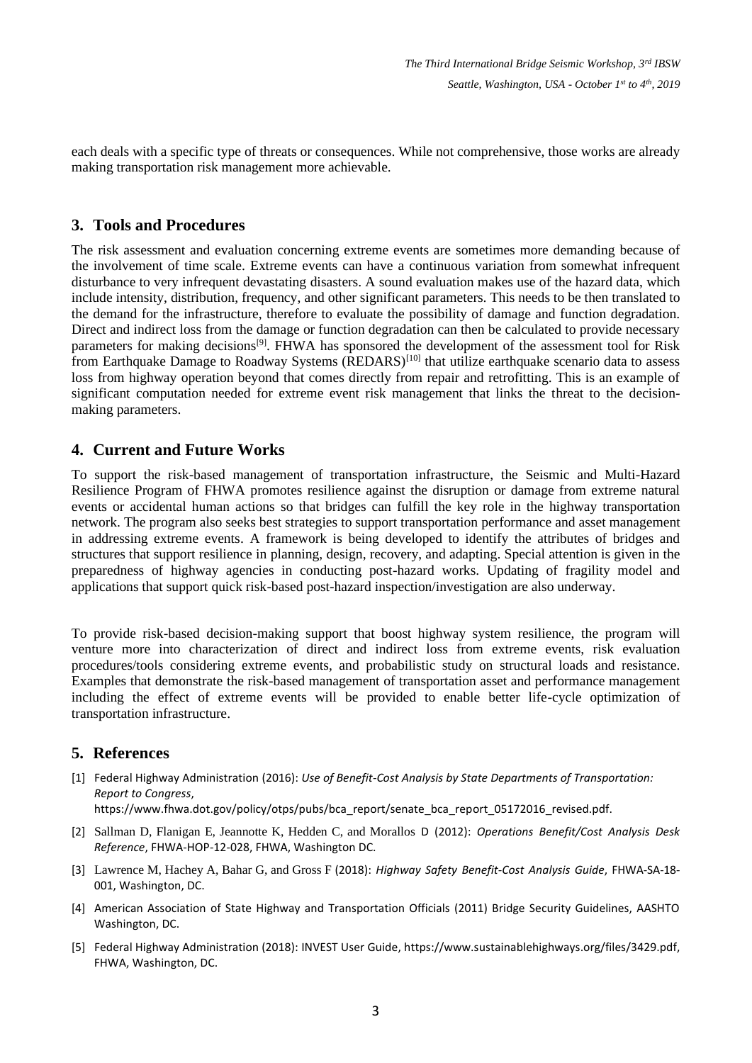each deals with a specific type of threats or consequences. While not comprehensive, those works are already making transportation risk management more achievable.

## 3. Tools and Procedures

The risk assessment and evaluation concerning extreme events are sometimes more demanding because of the involvement of time scale. Extreme events can have a continuous variation from somewhat infrequent disturbance to very infrequent devastating disasters. A sound evaluation makes use of the hazard data, which include intensity, distribution, frequency, and other significant parameters. This needs to be then translated to the demand for the infrastructure, therefore to evaluate the possibility of damage and function degradation. Direct and indirect loss from the damage or function degradation can then be calculated to provide necessary parameters for making decisions[9]. FHWA has sponsored the development of the assessment tool for Risk from Earthquake Damage to Roadway Systems (REDARS)[10] that utilize earthquake scenario data to assess loss from highway operation beyond that comes directly from repair and retrofitting. This is an example of significant computation needed for extreme event risk management that links the threat to the decision-making parameters.

## 4. Current and Future Works

To support the risk-based management of transportation infrastructure, the Seismic and Multi-Hazard Resilience Program of FHWA promotes resilience against the disruption or damage from extreme natural events or accidental human actions so that bridges can fulfill the key role in the highway transportation network. The program also seeks best strategies to support transportation performance and asset management in addressing extreme events. A framework is being developed to identify the attributes of bridges and structures that support resilience in planning, design, recovery, and adapting. Special attention is given in the preparedness of highway agencies in conducting post-hazard works. Updating of fragility model and applications that support quick risk-based post-hazard inspection/investigation are also underway.

To provide risk-based decision-making support that boost highway system resilience, the program will venture more into characterization of direct and indirect loss from extreme events, risk evaluation procedures/tools considering extreme events, and probabilistic study on structural loads and resistance. Examples that demonstrate the risk-based management of transportation asset and performance management including the effect of extreme events will be provided to enable better life-cycle optimization of transportation infrastructure.

## 5. References

[1] Federal Highway Administration (2016): *Use of Benefit-Cost Analysis by State Departments of Transportation: Report to Congress*, https://www.fhwa.dot.gov/policy/otps/pubs/bca_report/senate_bca_report_05172016_revised.pdf.

[2] Sallman D, Flanigan E, Jeannotte K, Hedden C, and Morallos D (2012): *Operations Benefit/Cost Analysis Desk Reference*, FHWA-HOP-12-028, FHWA, Washington DC.

[3] Lawrence M, Hachey A, Bahar G, and Gross F (2018): *Highway Safety Benefit-Cost Analysis Guide*, FHWA-SA-18-001, Washington, DC.

[4] American Association of State Highway and Transportation Officials (2011) Bridge Security Guidelines, AASHTO Washington, DC.

[5] Federal Highway Administration (2018): INVEST User Guide, https://www.sustainablehighways.org/files/3429.pdf, FHWA, Washington, DC.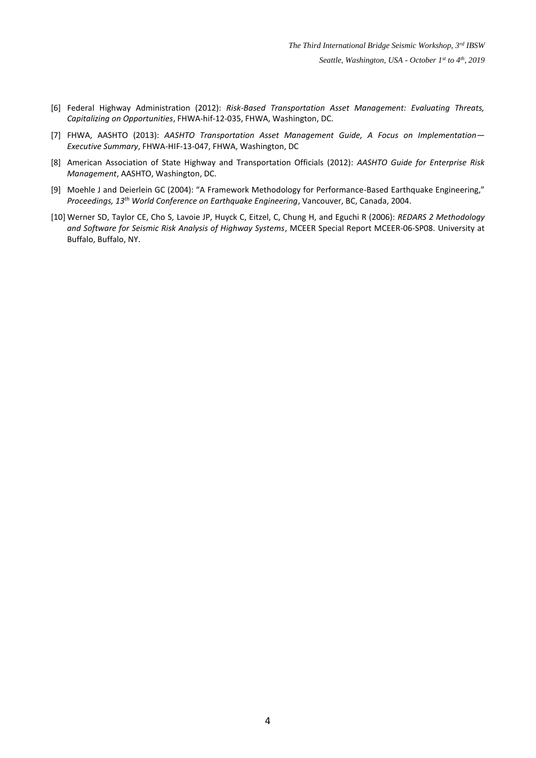[6] Federal Highway Administration (2012): *Risk-Based Transportation Asset Management: Evaluating Threats, Capitalizing on Opportunities*, FHWA-hif-12-035, FHWA, Washington, DC.

[7] FHWA, AASHTO (2013): *AASHTO Transportation Asset Management Guide, A Focus on Implementation—Executive Summary*, FHWA-HIF-13-047, FHWA, Washington, DC

[8] American Association of State Highway and Transportation Officials (2012): *AASHTO Guide for Enterprise Risk Management*, AASHTO, Washington, DC.

[9] Moehle J and Deierlein GC (2004): "A Framework Methodology for Performance-Based Earthquake Engineering," *Proceedings, 13th World Conference on Earthquake Engineering*, Vancouver, BC, Canada, 2004.

[10] Werner SD, Taylor CE, Cho S, Lavoie JP, Huyck C, Eitzel, C, Chung H, and Eguchi R (2006): *REDARS 2 Methodology and Software for Seismic Risk Analysis of Highway Systems*, MCEER Special Report MCEER-06-SP08. University at Buffalo, Buffalo, NY.